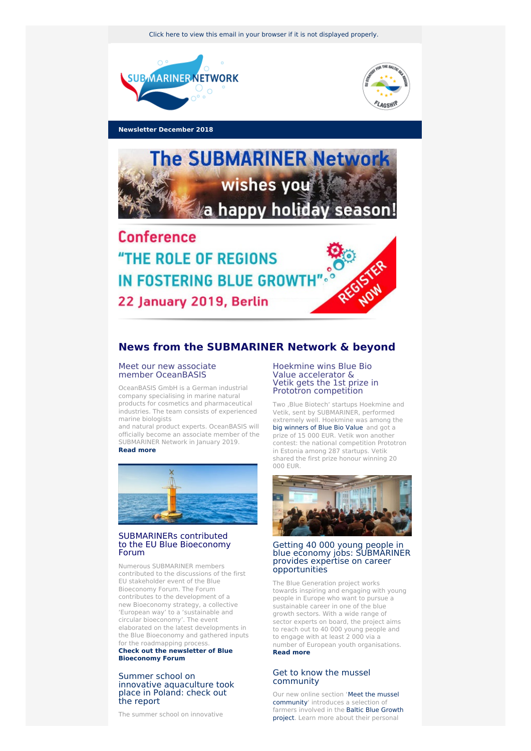Click here to view this email in your browser if it is not displayed properly.

**Newsletter December 2018**

The SUBMARINER Network wishes you a happy holiday season!

Conference "THE ROLE OF REGIONS IN FOSTERING BLUE GROWTH" 22 January 2019, Berlin

REGISTER NOW

## News from the SUBMARINER Network & beyond

### Meet our new associate member OceanBASIS

OceanBASIS GmbH is a German industrial company specialising in marine natural products for cosmetics and pharmaceutical industries. The team consists of experienced marine biologists and natural product experts. OceanBASIS will officially become an associate member of the SUBMARINER Network in January 2019.
**Read more**

### SUBMARINERs contributed to the EU Blue Bioeconomy Forum

Numerous SUBMARINER members contributed to the discussions of the first EU stakeholder event of the Blue Bioeconomy Forum. The Forum contributes to the development of a new Bioeconomy strategy, a collective 'European way' to a 'sustainable and circular bioeconomy'. The event elaborated on the latest developments in the Blue Bioeconomy and gathered inputs for the roadmapping process.
**Check out the newsletter of Blue Bioeconomy Forum**

### Summer school on innovative aquaculture took place in Poland: check out the report

The summer school on innovative

### Hoekmine wins Blue Bio Value accelerator & Vetik gets the 1st prize in Prototron competition

Two ,Blue Biotech' startups Hoekmine and Vetik, sent by SUBMARINER, performed extremely well. Hoekmine was among the big winners of Blue Bio Value and got a prize of 15 000 EUR. Vetik won another contest: the national competition Prototron in Estonia among 287 startups. Vetik shared the first prize honour winning 20 000 EUR.

### Getting 40 000 young people in blue economy jobs: SUBMARINER provides expertise on career opportunities

The Blue Generation project works towards inspiring and engaging with young people in Europe who want to pursue a sustainable career in one of the blue growth sectors. With a wide range of sector experts on board, the project aims to reach out to 40 000 young people and to engage with at least 2 000 via a number of European youth organisations.
**Read more**

### Get to know the mussel community

Our new online section 'Meet the mussel community' introduces a selection of farmers involved in the Baltic Blue Growth project. Learn more about their personal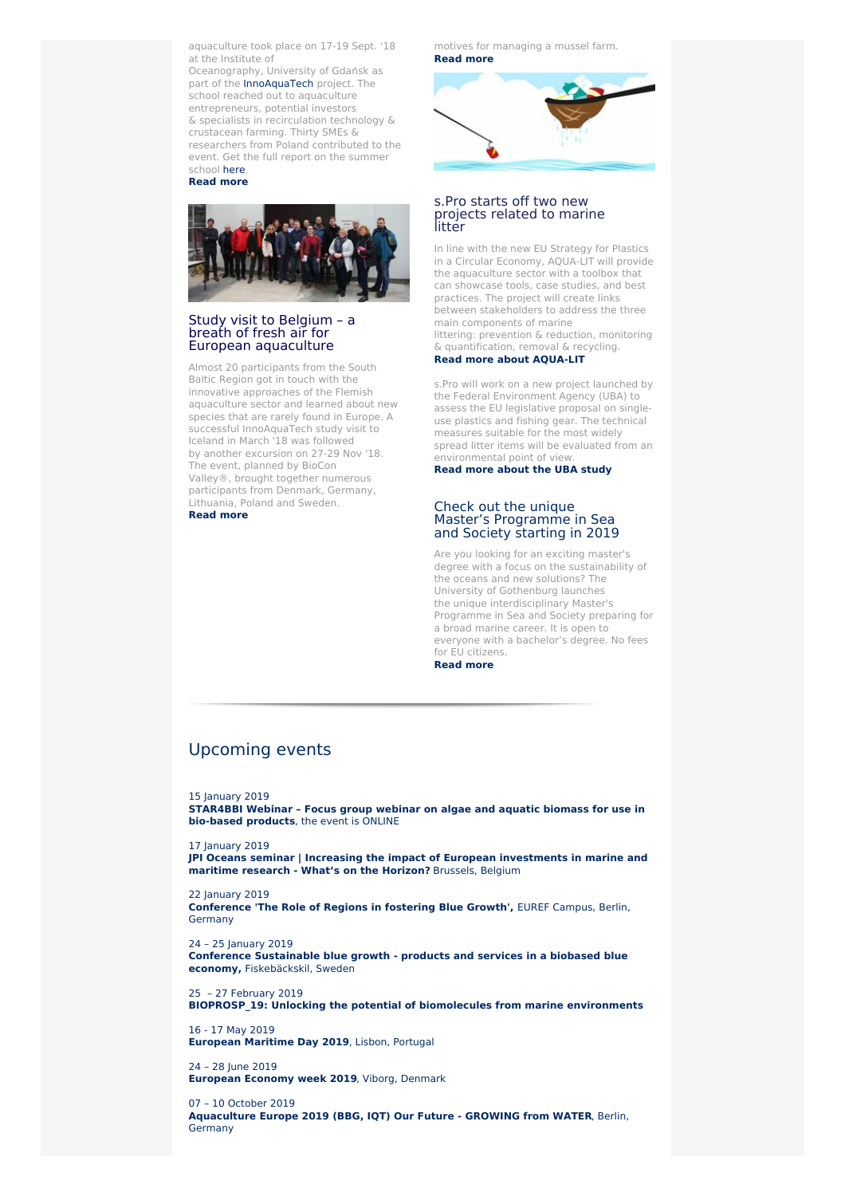aquaculture took place on 17-19 Sept. '18 at the Institute of Oceanography, University of Gdańsk as part of the InnoAquaTech project. The school reached out to aquaculture entrepreneurs, potential investors & specialists in recirculation technology & crustacean farming. Thirty SMEs & researchers from Poland contributed to the event. Get the full report on the summer school here.
**Read more**

## Study visit to Belgium – a breath of fresh air for European aquaculture

Almost 20 participants from the South Baltic Region got in touch with the innovative approaches of the Flemish aquaculture sector and learned about new species that are rarely found in Europe. A successful InnoAquaTech study visit to Iceland in March '18 was followed by another excursion on 27-29 Nov '18. The event, planned by BioCon Valley®, brought together numerous participants from Denmark, Germany, Lithuania, Poland and Sweden.
**Read more**

motives for managing a mussel farm.
**Read more**

## s.Pro starts off two new projects related to marine litter

In line with the new EU Strategy for Plastics in a Circular Economy, AQUA-LIT will provide the aquaculture sector with a toolbox that can showcase tools, case studies, and best practices. The project will create links between stakeholders to address the three main components of marine littering: prevention & reduction, monitoring & quantification, removal & recycling.
**Read more about AQUA-LIT**

s.Pro will work on a new project launched by the Federal Environment Agency (UBA) to assess the EU legislative proposal on single-use plastics and fishing gear. The technical measures suitable for the most widely spread litter items will be evaluated from an environmental point of view.
**Read more about the UBA study**

## Check out the unique Master's Programme in Sea and Society starting in 2019

Are you looking for an exciting master's degree with a focus on the sustainability of the oceans and new solutions? The University of Gothenburg launches the unique interdisciplinary Master's Programme in Sea and Society preparing for a broad marine career. It is open to everyone with a bachelor's degree. No fees for EU citizens.
**Read more**

# Upcoming events

15 January 2019
**STAR4BBI Webinar – Focus group webinar on algae and aquatic biomass for use in bio-based products**, the event is ONLINE

17 January 2019
**JPI Oceans seminar | Increasing the impact of European investments in marine and maritime research - What's on the Horizon?** Brussels, Belgium

22 January 2019
**Conference 'The Role of Regions in fostering Blue Growth',** EUREF Campus, Berlin, Germany

24 – 25 January 2019
**Conference Sustainable blue growth - products and services in a biobased blue economy,** Fiskebäckskil, Sweden

25 – 27 February 2019
**BIOPROSP_19: Unlocking the potential of biomolecules from marine environments**

16 - 17 May 2019
**European Maritime Day 2019**, Lisbon, Portugal

24 – 28 June 2019
**European Economy week 2019**, Viborg, Denmark

07 – 10 October 2019
**Aquaculture Europe 2019 (BBG, IQT) Our Future - GROWING from WATER**, Berlin, Germany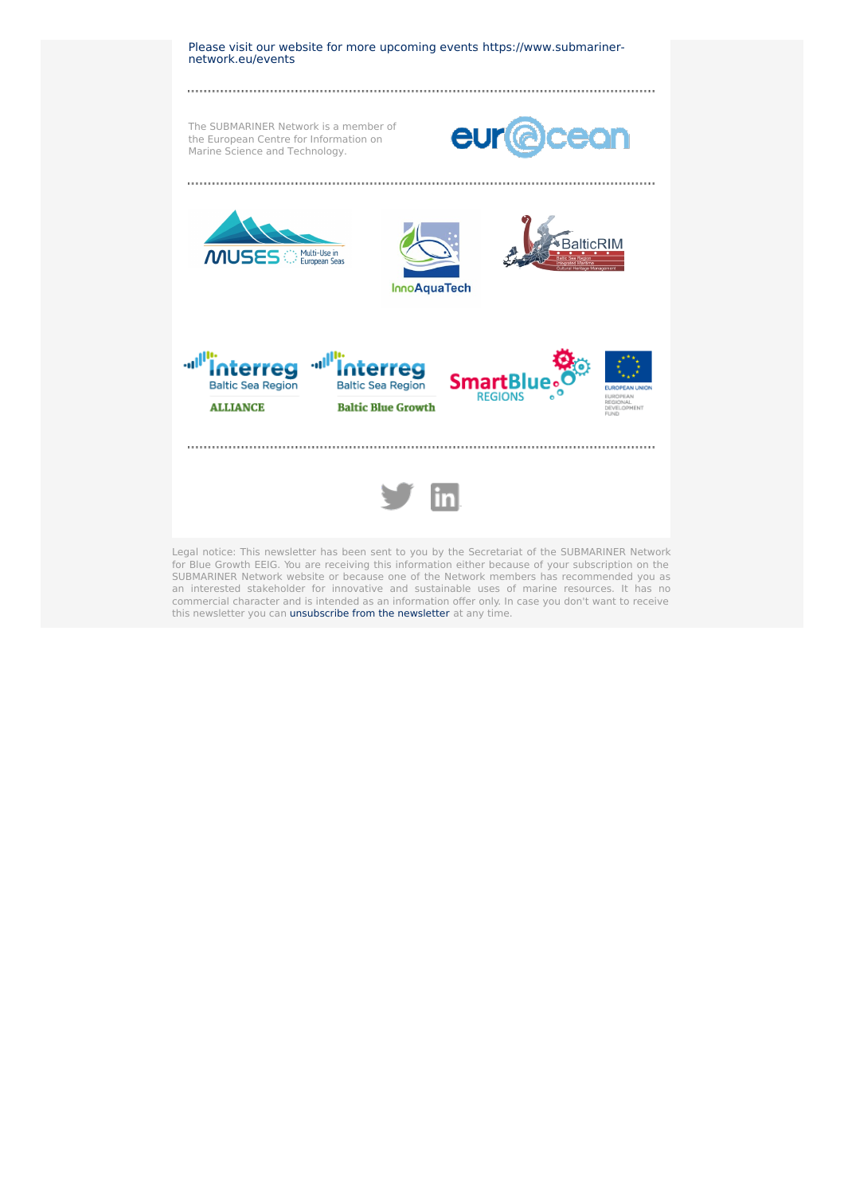Please visit our website for more upcoming events https://www.submariner-network.eu/events

The SUBMARINER Network is a member of the European Centre for Information on Marine Science and Technology.

Legal notice: This newsletter has been sent to you by the Secretariat of the SUBMARINER Network for Blue Growth EEIG. You are receiving this information either because of your subscription on the SUBMARINER Network website or because one of the Network members has recommended you as an interested stakeholder for innovative and sustainable uses of marine resources. It has no commercial character and is intended as an information offer only. In case you don't want to receive this newsletter you can unsubscribe from the newsletter at any time.